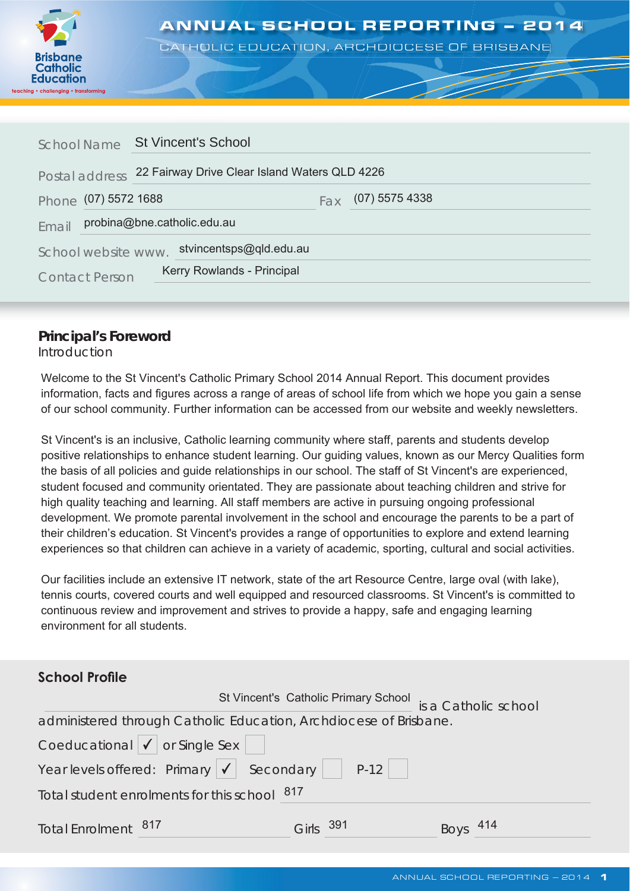# ANNUAL SCHOOL REPORTING – 2014

CATHOLIC EDUCATION, ARCHDIOCESE OF BRISBANE

Brisbane Catholic Education
teaching • challenging • transforming

School Name: St Vincent's School

Postal address: 22 Fairway Drive Clear Island Waters QLD 4226

Phone: (07) 5572 1688 Fax: (07) 5575 4338

Email: probina@bne.catholic.edu.au

School website www.: stvincentsps@qld.edu.au

Contact Person: Kerry Rowlands - Principal

## Principal's Foreword

Introduction

Welcome to the St Vincent's Catholic Primary School 2014 Annual Report. This document provides information, facts and figures across a range of areas of school life from which we hope you gain a sense of our school community. Further information can be accessed from our website and weekly newsletters.

St Vincent's is an inclusive, Catholic learning community where staff, parents and students develop positive relationships to enhance student learning. Our guiding values, known as our Mercy Qualities form the basis of all policies and guide relationships in our school. The staff of St Vincent's are experienced, student focused and community orientated. They are passionate about teaching children and strive for high quality teaching and learning. All staff members are active in pursuing ongoing professional development. We promote parental involvement in the school and encourage the parents to be a part of their children's education. St Vincent's provides a range of opportunities to explore and extend learning experiences so that children can achieve in a variety of academic, sporting, cultural and social activities.

Our facilities include an extensive IT network, state of the art Resource Centre, large oval (with lake), tennis courts, covered courts and well equipped and resourced classrooms. St Vincent's is committed to continuous review and improvement and strives to provide a happy, safe and engaging learning environment for all students.

## School Profile

St Vincent's Catholic Primary School is a Catholic school administered through Catholic Education, Archdiocese of Brisbane.

Coeducational ✓ or Single Sex ☐

Year levels offered: Primary ✓ Secondary ☐ P-12 ☐

Total student enrolments for this school: 817

Total Enrolment: 817 Girls: 391 Boys: 414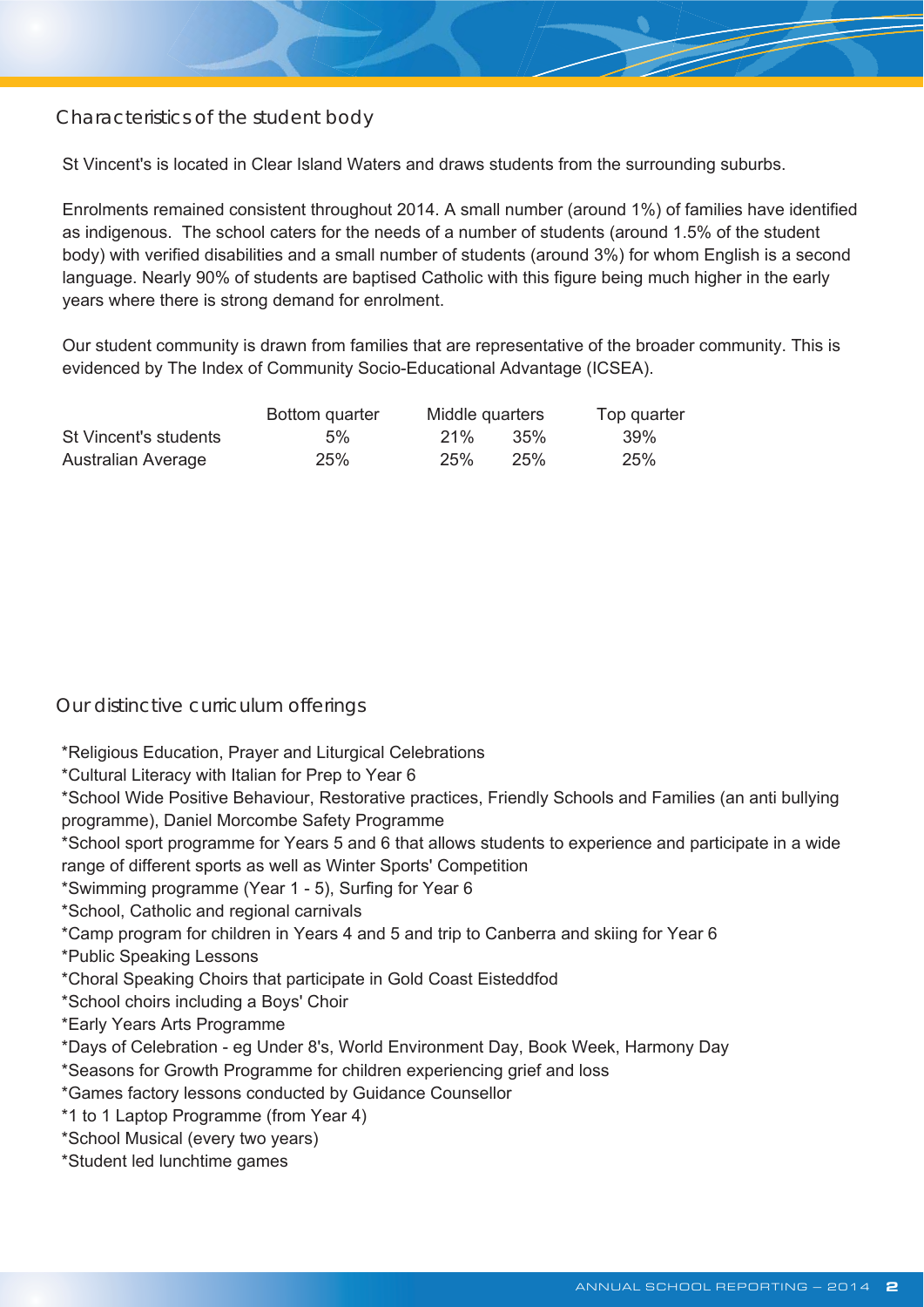## Characteristics of the student body

St Vincent's is located in Clear Island Waters and draws students from the surrounding suburbs.

Enrolments remained consistent throughout 2014. A small number (around 1%) of families have identified as indigenous. The school caters for the needs of a number of students (around 1.5% of the student body) with verified disabilities and a small number of students (around 3%) for whom English is a second language. Nearly 90% of students are baptised Catholic with this figure being much higher in the early years where there is strong demand for enrolment.

Our student community is drawn from families that are representative of the broader community. This is evidenced by The Index of Community Socio-Educational Advantage (ICSEA).

| | Bottom quarter | Middle quarters | | Top quarter |
|---|---|---|---|---|
| St Vincent's students | 5% | 21% | 35% | 39% |
| Australian Average | 25% | 25% | 25% | 25% |

## Our distinctive curriculum offerings

*Religious Education, Prayer and Liturgical Celebrations
*Cultural Literacy with Italian for Prep to Year 6
*School Wide Positive Behaviour, Restorative practices, Friendly Schools and Families (an anti bullying programme), Daniel Morcombe Safety Programme
*School sport programme for Years 5 and 6 that allows students to experience and participate in a wide range of different sports as well as Winter Sports' Competition
*Swimming programme (Year 1 - 5), Surfing for Year 6
*School, Catholic and regional carnivals
*Camp program for children in Years 4 and 5 and trip to Canberra and skiing for Year 6
*Public Speaking Lessons
*Choral Speaking Choirs that participate in Gold Coast Eisteddfod
*School choirs including a Boys' Choir
*Early Years Arts Programme
*Days of Celebration - eg Under 8's, World Environment Day, Book Week, Harmony Day
*Seasons for Growth Programme for children experiencing grief and loss
*Games factory lessons conducted by Guidance Counsellor
*1 to 1 Laptop Programme (from Year 4)
*School Musical (every two years)
*Student led lunchtime games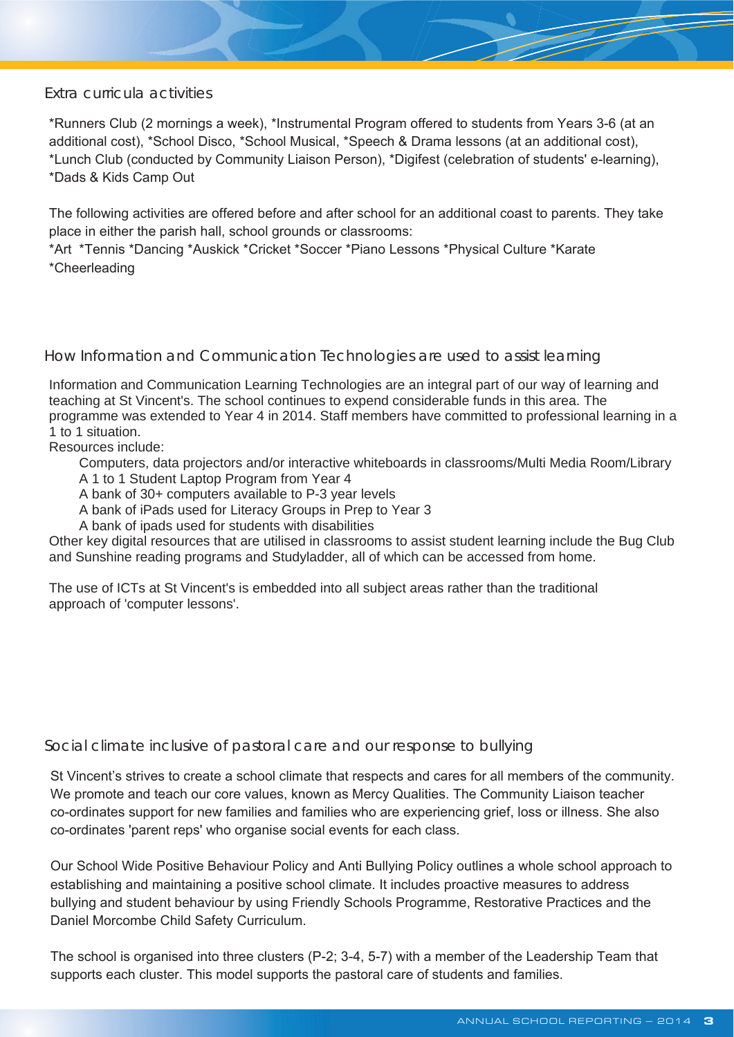## Extra curricula activities

*Runners Club (2 mornings a week), *Instrumental Program offered to students from Years 3-6 (at an additional cost), *School Disco, *School Musical, *Speech & Drama lessons (at an additional cost), *Lunch Club (conducted by Community Liaison Person), *Digifest (celebration of students' e-learning), *Dads & Kids Camp Out

The following activities are offered before and after school for an additional coast to parents. They take place in either the parish hall, school grounds or classrooms:
*Art *Tennis *Dancing *Auskick *Cricket *Soccer *Piano Lessons *Physical Culture *Karate *Cheerleading

## How Information and Communication Technologies are used to assist learning

Information and Communication Learning Technologies are an integral part of our way of learning and teaching at St Vincent's. The school continues to expend considerable funds in this area. The programme was extended to Year 4 in 2014. Staff members have committed to professional learning in a 1 to 1 situation.
Resources include:

- Computers, data projectors and/or interactive whiteboards in classrooms/Multi Media Room/Library
- A 1 to 1 Student Laptop Program from Year 4
- A bank of 30+ computers available to P-3 year levels
- A bank of iPads used for Literacy Groups in Prep to Year 3
- A bank of ipads used for students with disabilities

Other key digital resources that are utilised in classrooms to assist student learning include the Bug Club and Sunshine reading programs and Studyladder, all of which can be accessed from home.

The use of ICTs at St Vincent's is embedded into all subject areas rather than the traditional approach of 'computer lessons'.

## Social climate inclusive of pastoral care and our response to bullying

St Vincent’s strives to create a school climate that respects and cares for all members of the community. We promote and teach our core values, known as Mercy Qualities. The Community Liaison teacher co-ordinates support for new families and families who are experiencing grief, loss or illness. She also co-ordinates 'parent reps' who organise social events for each class.

Our School Wide Positive Behaviour Policy and Anti Bullying Policy outlines a whole school approach to establishing and maintaining a positive school climate. It includes proactive measures to address bullying and student behaviour by using Friendly Schools Programme, Restorative Practices and the Daniel Morcombe Child Safety Curriculum.

The school is organised into three clusters (P-2; 3-4, 5-7) with a member of the Leadership Team that supports each cluster. This model supports the pastoral care of students and families.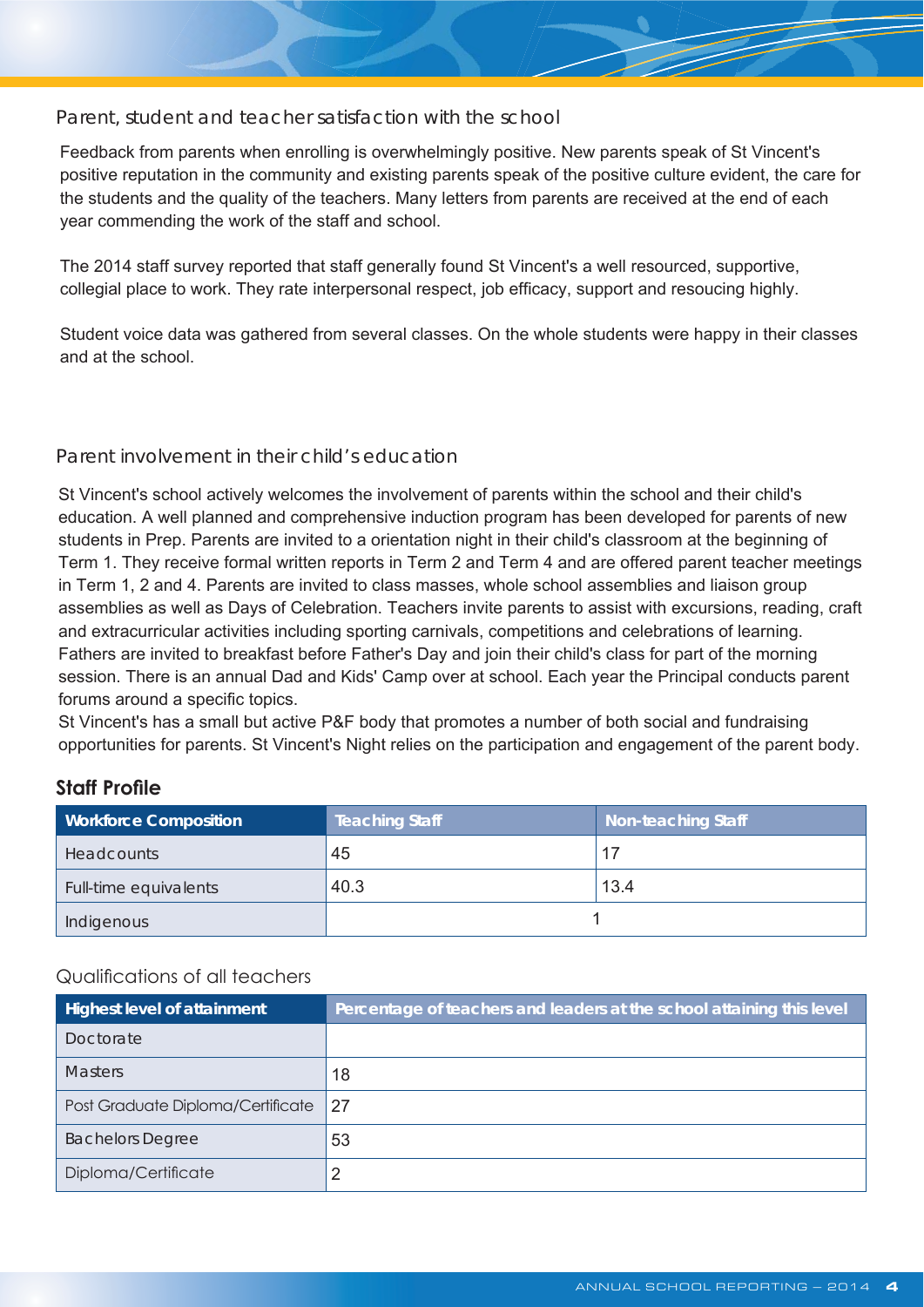## Parent, student and teacher satisfaction with the school

Feedback from parents when enrolling is overwhelmingly positive. New parents speak of St Vincent's positive reputation in the community and existing parents speak of the positive culture evident, the care for the students and the quality of the teachers. Many letters from parents are received at the end of each year commending the work of the staff and school.

The 2014 staff survey reported that staff generally found St Vincent's a well resourced, supportive, collegial place to work. They rate interpersonal respect, job efficacy, support and resoucing highly.

Student voice data was gathered from several classes. On the whole students were happy in their classes and at the school.

## Parent involvement in their child's education

St Vincent's school actively welcomes the involvement of parents within the school and their child's education. A well planned and comprehensive induction program has been developed for parents of new students in Prep. Parents are invited to a orientation night in their child's classroom at the beginning of Term 1. They receive formal written reports in Term 2 and Term 4 and are offered parent teacher meetings in Term 1, 2 and 4. Parents are invited to class masses, whole school assemblies and liaison group assemblies as well as Days of Celebration. Teachers invite parents to assist with excursions, reading, craft and extracurricular activities including sporting carnivals, competitions and celebrations of learning. Fathers are invited to breakfast before Father's Day and join their child's class for part of the morning session. There is an annual Dad and Kids' Camp over at school. Each year the Principal conducts parent forums around a specific topics.
St Vincent's has a small but active P&F body that promotes a number of both social and fundraising opportunities for parents. St Vincent's Night relies on the participation and engagement of the parent body.

## Staff Profile

| Workforce Composition | Teaching Staff | Non-teaching Staff |
| --- | --- | --- |
| Headcounts | 45 | 17 |
| Full-time equivalents | 40.3 | 13.4 |
| Indigenous | 1 | |

## Qualifications of all teachers

| Highest level of attainment | Percentage of teachers and leaders at the school attaining this level |
| --- | --- |
| Doctorate | |
| Masters | 18 |
| Post Graduate Diploma/Certificate | 27 |
| Bachelors Degree | 53 |
| Diploma/Certificate | 2 |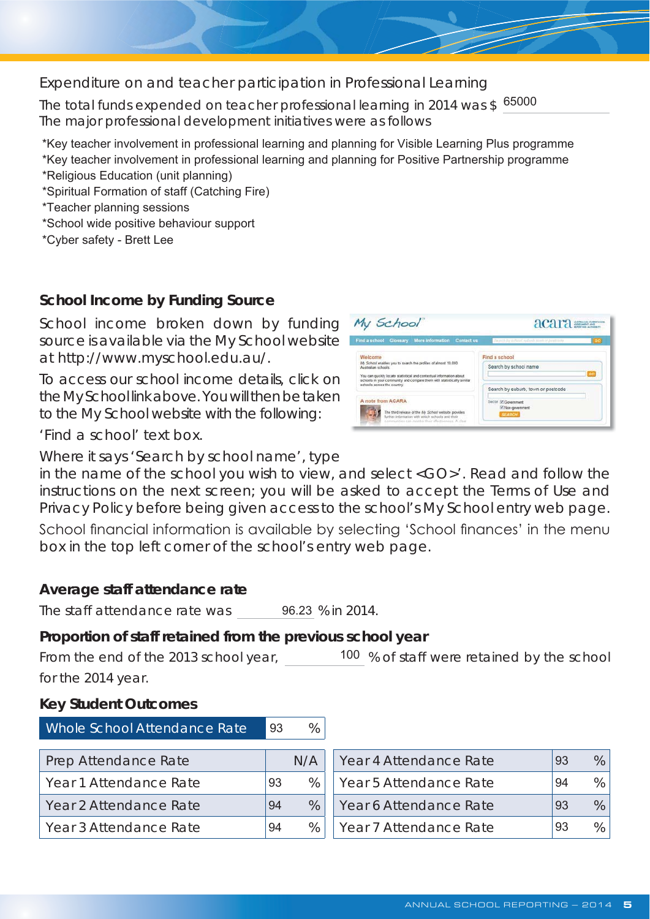## Expenditure on and teacher participation in Professional Learning

The total funds expended on teacher professional learning in 2014 was $ 65000

The major professional development initiatives were as follows

*Key teacher involvement in professional learning and planning for Visible Learning Plus programme
*Key teacher involvement in professional learning and planning for Positive Partnership programme
*Religious Education (unit planning)
*Spiritual Formation of staff (Catching Fire)
*Teacher planning sessions
*School wide positive behaviour support
*Cyber safety - Brett Lee

## School Income by Funding Source

School income broken down by funding source is available via the My School website at http://www.myschool.edu.au/.

To access our school income details, click on the My School link above. You will then be taken to the My School website with the following:

'Find a school' text box.

Where it says 'Search by school name', type in the name of the school you wish to view, and select <GO>'. Read and follow the instructions on the next screen; you will be asked to accept the Terms of Use and Privacy Policy before being given access to the school's My School entry web page.

School financial information is available by selecting 'School finances' in the menu box in the top left corner of the school's entry web page.

## Average staff attendance rate

The staff attendance rate was 96.23 % in 2014.

## Proportion of staff retained from the previous school year

From the end of the 2013 school year, 100 % of staff were retained by the school for the 2014 year.

## Key Student Outcomes

| Whole School Attendance Rate | 93 % |
|---|---|

| Prep Attendance Rate | N/A | Year 4 Attendance Rate | 93 % |
|---|---|---|---|
| Year 1 Attendance Rate | 93 % | Year 5 Attendance Rate | 94 % |
| Year 2 Attendance Rate | 94 % | Year 6 Attendance Rate | 93 % |
| Year 3 Attendance Rate | 94 % | Year 7 Attendance Rate | 93 % |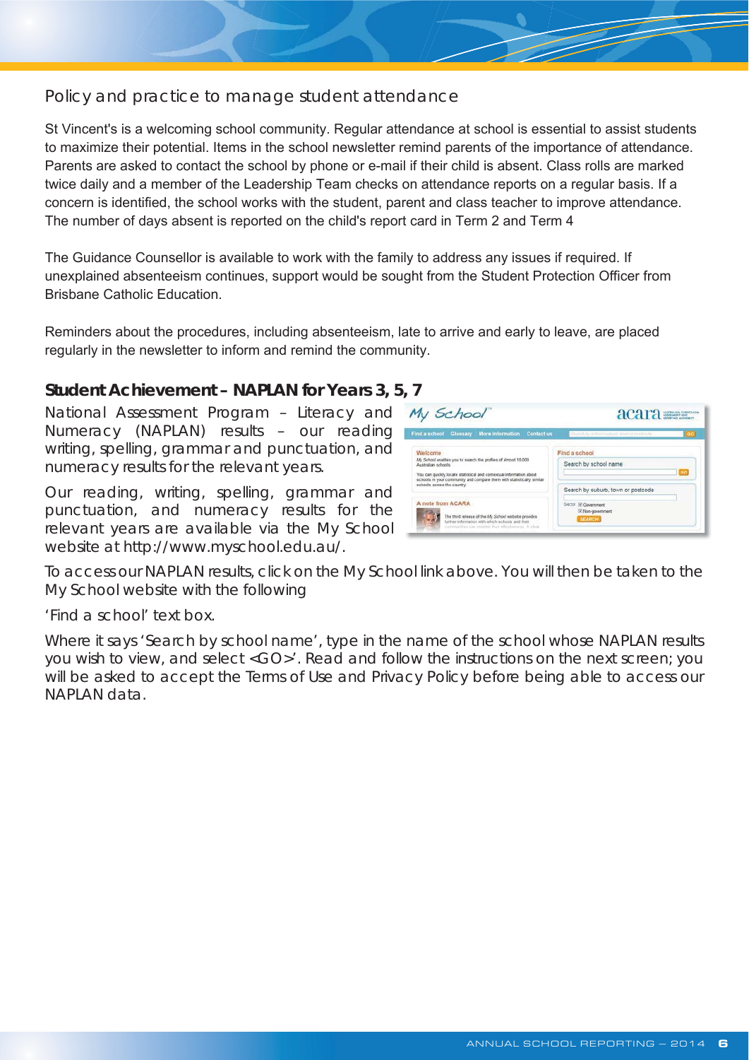## Policy and practice to manage student attendance

St Vincent's is a welcoming school community. Regular attendance at school is essential to assist students to maximize their potential. Items in the school newsletter remind parents of the importance of attendance. Parents are asked to contact the school by phone or e-mail if their child is absent. Class rolls are marked twice daily and a member of the Leadership Team checks on attendance reports on a regular basis. If a concern is identified, the school works with the student, parent and class teacher to improve attendance. The number of days absent is reported on the child's report card in Term 2 and Term 4

The Guidance Counsellor is available to work with the family to address any issues if required. If unexplained absenteeism continues, support would be sought from the Student Protection Officer from Brisbane Catholic Education.

Reminders about the procedures, including absenteeism, late to arrive and early to leave, are placed regularly in the newsletter to inform and remind the community.

### Student Achievement – NAPLAN for Years 3, 5, 7

National Assessment Program – Literacy and Numeracy (NAPLAN) results – our reading writing, spelling, grammar and punctuation, and numeracy results for the relevant years.

Our reading, writing, spelling, grammar and punctuation, and numeracy results for the relevant years are available via the My School website at http://www.myschool.edu.au/.

To access our NAPLAN results, click on the My School link above. You will then be taken to the My School website with the following

'Find a school' text box.

Where it says 'Search by school name', type in the name of the school whose NAPLAN results you wish to view, and select <GO>'. Read and follow the instructions on the next screen; you will be asked to accept the Terms of Use and Privacy Policy before being able to access our NAPLAN data.